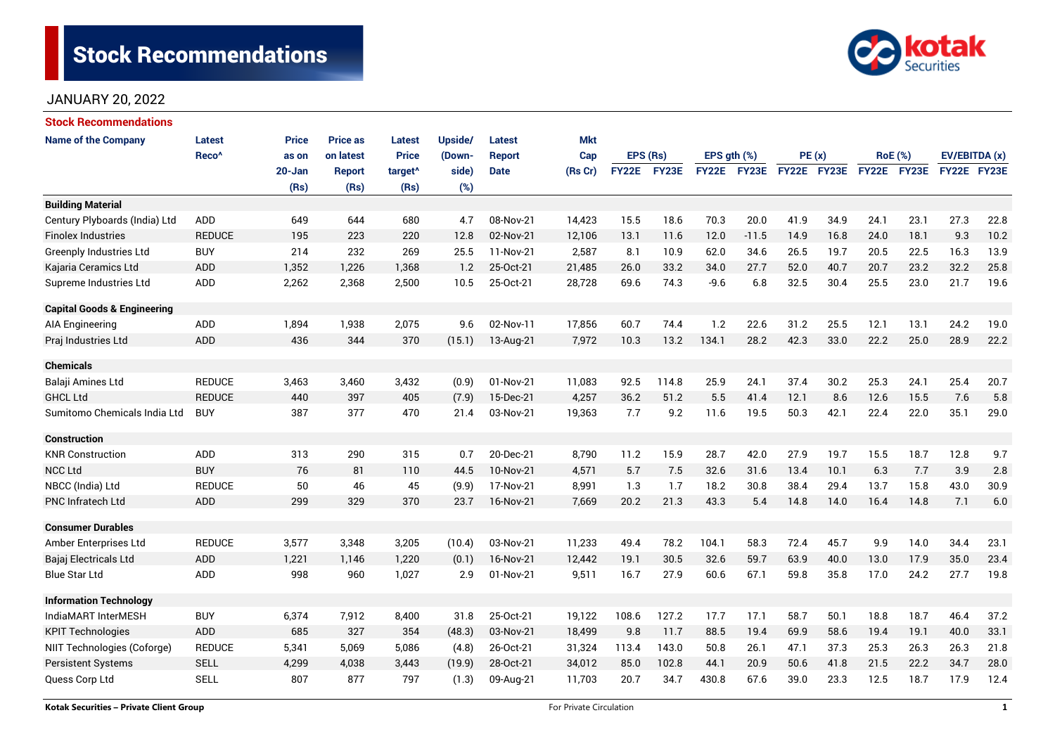# Stock Recommendations

JANUARY 20, 2022

## Stock Recommendations

| Name of the Company | Latest Reco^ | Price as on 20-Jan (Rs) | Price as on latest Report (Rs) | Latest Price target^ (Rs) | Upside/ (Down-side) (%) | Latest Report Date | Mkt Cap (Rs Cr) | EPS (Rs) | | EPS gth (%) | | PE (x) | | RoE (%) | | EV/EBITDA (x) | |
|---|---|---|---|---|---|---|---|---|---|---|---|---|---|---|---|---|---|
| | | | | | | | | FY22E | FY23E | FY22E | FY23E | FY22E | FY23E | FY22E | FY23E | FY22E | FY23E |
| **Building Material** | | | | | | | | | | | | | | | | | |
| Century Plyboards (India) Ltd | ADD | 649 | 644 | 680 | 4.7 | 08-Nov-21 | 14,423 | 15.5 | 18.6 | 70.3 | 20.0 | 41.9 | 34.9 | 24.1 | 23.1 | 27.3 | 22.8 |
| Finolex Industries | REDUCE | 195 | 223 | 220 | 12.8 | 02-Nov-21 | 12,106 | 13.1 | 11.6 | 12.0 | -11.5 | 14.9 | 16.8 | 24.0 | 18.1 | 9.3 | 10.2 |
| Greenply Industries Ltd | BUY | 214 | 232 | 269 | 25.5 | 11-Nov-21 | 2,587 | 8.1 | 10.9 | 62.0 | 34.6 | 26.5 | 19.7 | 20.5 | 22.5 | 16.3 | 13.9 |
| Kajaria Ceramics Ltd | ADD | 1,352 | 1,226 | 1,368 | 1.2 | 25-Oct-21 | 21,485 | 26.0 | 33.2 | 34.0 | 27.7 | 52.0 | 40.7 | 20.7 | 23.2 | 32.2 | 25.8 |
| Supreme Industries Ltd | ADD | 2,262 | 2,368 | 2,500 | 10.5 | 25-Oct-21 | 28,728 | 69.6 | 74.3 | -9.6 | 6.8 | 32.5 | 30.4 | 25.5 | 23.0 | 21.7 | 19.6 |
| **Capital Goods & Engineering** | | | | | | | | | | | | | | | | | |
| AIA Engineering | ADD | 1,894 | 1,938 | 2,075 | 9.6 | 02-Nov-11 | 17,856 | 60.7 | 74.4 | 1.2 | 22.6 | 31.2 | 25.5 | 12.1 | 13.1 | 24.2 | 19.0 |
| Praj Industries Ltd | ADD | 436 | 344 | 370 | (15.1) | 13-Aug-21 | 7,972 | 10.3 | 13.2 | 134.1 | 28.2 | 42.3 | 33.0 | 22.2 | 25.0 | 28.9 | 22.2 |
| **Chemicals** | | | | | | | | | | | | | | | | | |
| Balaji Amines Ltd | REDUCE | 3,463 | 3,460 | 3,432 | (0.9) | 01-Nov-21 | 11,083 | 92.5 | 114.8 | 25.9 | 24.1 | 37.4 | 30.2 | 25.3 | 24.1 | 25.4 | 20.7 |
| GHCL Ltd | REDUCE | 440 | 397 | 405 | (7.9) | 15-Dec-21 | 4,257 | 36.2 | 51.2 | 5.5 | 41.4 | 12.1 | 8.6 | 12.6 | 15.5 | 7.6 | 5.8 |
| Sumitomo Chemicals India Ltd | BUY | 387 | 377 | 470 | 21.4 | 03-Nov-21 | 19,363 | 7.7 | 9.2 | 11.6 | 19.5 | 50.3 | 42.1 | 22.4 | 22.0 | 35.1 | 29.0 |
| **Construction** | | | | | | | | | | | | | | | | | |
| KNR Construction | ADD | 313 | 290 | 315 | 0.7 | 20-Dec-21 | 8,790 | 11.2 | 15.9 | 28.7 | 42.0 | 27.9 | 19.7 | 15.5 | 18.7 | 12.8 | 9.7 |
| NCC Ltd | BUY | 76 | 81 | 110 | 44.5 | 10-Nov-21 | 4,571 | 5.7 | 7.5 | 32.6 | 31.6 | 13.4 | 10.1 | 6.3 | 7.7 | 3.9 | 2.8 |
| NBCC (India) Ltd | REDUCE | 50 | 46 | 45 | (9.9) | 17-Nov-21 | 8,991 | 1.3 | 1.7 | 18.2 | 30.8 | 38.4 | 29.4 | 13.7 | 15.8 | 43.0 | 30.9 |
| PNC Infratech Ltd | ADD | 299 | 329 | 370 | 23.7 | 16-Nov-21 | 7,669 | 20.2 | 21.3 | 43.3 | 5.4 | 14.8 | 14.0 | 16.4 | 14.8 | 7.1 | 6.0 |
| **Consumer Durables** | | | | | | | | | | | | | | | | | |
| Amber Enterprises Ltd | REDUCE | 3,577 | 3,348 | 3,205 | (10.4) | 03-Nov-21 | 11,233 | 49.4 | 78.2 | 104.1 | 58.3 | 72.4 | 45.7 | 9.9 | 14.0 | 34.4 | 23.1 |
| Bajaj Electricals Ltd | ADD | 1,221 | 1,146 | 1,220 | (0.1) | 16-Nov-21 | 12,442 | 19.1 | 30.5 | 32.6 | 59.7 | 63.9 | 40.0 | 13.0 | 17.9 | 35.0 | 23.4 |
| Blue Star Ltd | ADD | 998 | 960 | 1,027 | 2.9 | 01-Nov-21 | 9,511 | 16.7 | 27.9 | 60.6 | 67.1 | 59.8 | 35.8 | 17.0 | 24.2 | 27.7 | 19.8 |
| **Information Technology** | | | | | | | | | | | | | | | | | |
| IndiaMART InterMESH | BUY | 6,374 | 7,912 | 8,400 | 31.8 | 25-Oct-21 | 19,122 | 108.6 | 127.2 | 17.7 | 17.1 | 58.7 | 50.1 | 18.8 | 18.7 | 46.4 | 37.2 |
| KPIT Technologies | ADD | 685 | 327 | 354 | (48.3) | 03-Nov-21 | 18,499 | 9.8 | 11.7 | 88.5 | 19.4 | 69.9 | 58.6 | 19.4 | 19.1 | 40.0 | 33.1 |
| NIIT Technologies (Coforge) | REDUCE | 5,341 | 5,069 | 5,086 | (4.8) | 26-Oct-21 | 31,324 | 113.4 | 143.0 | 50.8 | 26.1 | 47.1 | 37.3 | 25.3 | 26.3 | 26.3 | 21.8 |
| Persistent Systems | SELL | 4,299 | 4,038 | 3,443 | (19.9) | 28-Oct-21 | 34,012 | 85.0 | 102.8 | 44.1 | 20.9 | 50.6 | 41.8 | 21.5 | 22.2 | 34.7 | 28.0 |
| Quess Corp Ltd | SELL | 807 | 877 | 797 | (1.3) | 09-Aug-21 | 11,703 | 20.7 | 34.7 | 430.8 | 67.6 | 39.0 | 23.3 | 12.5 | 18.7 | 17.9 | 12.4 |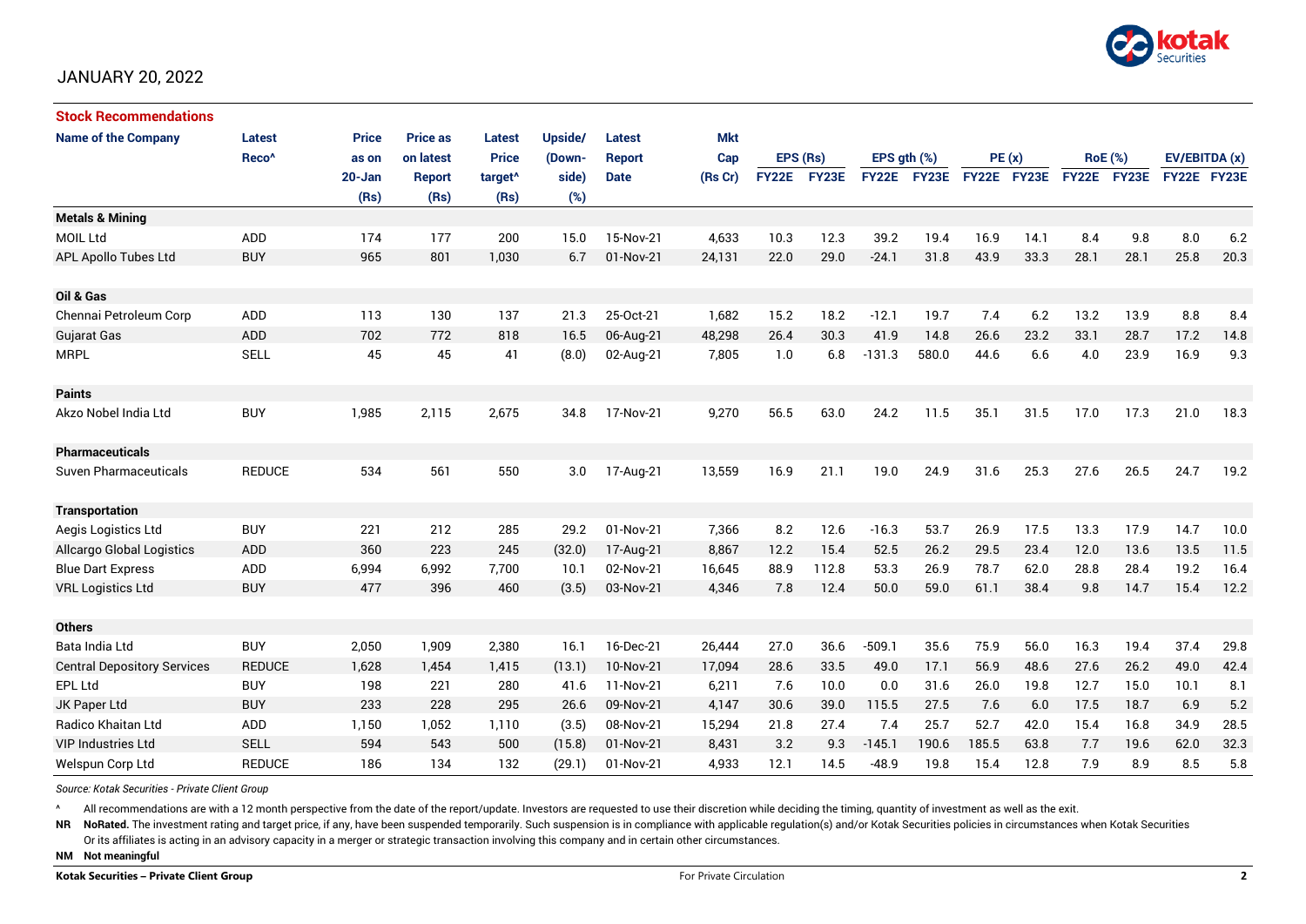JANUARY 20, 2022

## Stock Recommendations

| Name of the Company | Latest Reco^ | Price as on 20-Jan (Rs) | Price as on latest Report (Rs) | Latest Price target^ (Rs) | Upside/ (Down-side) (%) | Latest Report Date | Mkt Cap (Rs Cr) | EPS (Rs) | | EPS gth (%) | | PE (x) | | RoE (%) | | EV/EBITDA (x) | |
|---|---|---|---|---|---|---|---|---|---|---|---|---|---|---|---|---|---|
| | | | | | | | | FY22E | FY23E | FY22E | FY23E | FY22E | FY23E | FY22E | FY23E | FY22E | FY23E |
| **Metals & Mining** | | | | | | | | | | | | | | | | | |
| MOIL Ltd | ADD | 174 | 177 | 200 | 15.0 | 15-Nov-21 | 4,633 | 10.3 | 12.3 | 39.2 | 19.4 | 16.9 | 14.1 | 8.4 | 9.8 | 8.0 | 6.2 |
| APL Apollo Tubes Ltd | BUY | 965 | 801 | 1,030 | 6.7 | 01-Nov-21 | 24,131 | 22.0 | 29.0 | -24.1 | 31.8 | 43.9 | 33.3 | 28.1 | 28.1 | 25.8 | 20.3 |
| **Oil & Gas** | | | | | | | | | | | | | | | | | |
| Chennai Petroleum Corp | ADD | 113 | 130 | 137 | 21.3 | 25-Oct-21 | 1,682 | 15.2 | 18.2 | -12.1 | 19.7 | 7.4 | 6.2 | 13.2 | 13.9 | 8.8 | 8.4 |
| Gujarat Gas | ADD | 702 | 772 | 818 | 16.5 | 06-Aug-21 | 48,298 | 26.4 | 30.3 | 41.9 | 14.8 | 26.6 | 23.2 | 33.1 | 28.7 | 17.2 | 14.8 |
| MRPL | SELL | 45 | 45 | 41 | (8.0) | 02-Aug-21 | 7,805 | 1.0 | 6.8 | -131.3 | 580.0 | 44.6 | 6.6 | 4.0 | 23.9 | 16.9 | 9.3 |
| **Paints** | | | | | | | | | | | | | | | | | |
| Akzo Nobel India Ltd | BUY | 1,985 | 2,115 | 2,675 | 34.8 | 17-Nov-21 | 9,270 | 56.5 | 63.0 | 24.2 | 11.5 | 35.1 | 31.5 | 17.0 | 17.3 | 21.0 | 18.3 |
| **Pharmaceuticals** | | | | | | | | | | | | | | | | | |
| Suven Pharmaceuticals | REDUCE | 534 | 561 | 550 | 3.0 | 17-Aug-21 | 13,559 | 16.9 | 21.1 | 19.0 | 24.9 | 31.6 | 25.3 | 27.6 | 26.5 | 24.7 | 19.2 |
| **Transportation** | | | | | | | | | | | | | | | | | |
| Aegis Logistics Ltd | BUY | 221 | 212 | 285 | 29.2 | 01-Nov-21 | 7,366 | 8.2 | 12.6 | -16.3 | 53.7 | 26.9 | 17.5 | 13.3 | 17.9 | 14.7 | 10.0 |
| Allcargo Global Logistics | ADD | 360 | 223 | 245 | (32.0) | 17-Aug-21 | 8,867 | 12.2 | 15.4 | 52.5 | 26.2 | 29.5 | 23.4 | 12.0 | 13.6 | 13.5 | 11.5 |
| Blue Dart Express | ADD | 6,994 | 6,992 | 7,700 | 10.1 | 02-Nov-21 | 16,645 | 88.9 | 112.8 | 53.3 | 26.9 | 78.7 | 62.0 | 28.8 | 28.4 | 19.2 | 16.4 |
| VRL Logistics Ltd | BUY | 477 | 396 | 460 | (3.5) | 03-Nov-21 | 4,346 | 7.8 | 12.4 | 50.0 | 59.0 | 61.1 | 38.4 | 9.8 | 14.7 | 15.4 | 12.2 |
| **Others** | | | | | | | | | | | | | | | | | |
| Bata India Ltd | BUY | 2,050 | 1,909 | 2,380 | 16.1 | 16-Dec-21 | 26,444 | 27.0 | 36.6 | -509.1 | 35.6 | 75.9 | 56.0 | 16.3 | 19.4 | 37.4 | 29.8 |
| Central Depository Services | REDUCE | 1,628 | 1,454 | 1,415 | (13.1) | 10-Nov-21 | 17,094 | 28.6 | 33.5 | 49.0 | 17.1 | 56.9 | 48.6 | 27.6 | 26.2 | 49.0 | 42.4 |
| EPL Ltd | BUY | 198 | 221 | 280 | 41.6 | 11-Nov-21 | 6,211 | 7.6 | 10.0 | 0.0 | 31.6 | 26.0 | 19.8 | 12.7 | 15.0 | 10.1 | 8.1 |
| JK Paper Ltd | BUY | 233 | 228 | 295 | 26.6 | 09-Nov-21 | 4,147 | 30.6 | 39.0 | 115.5 | 27.5 | 7.6 | 6.0 | 17.5 | 18.7 | 6.9 | 5.2 |
| Radico Khaitan Ltd | ADD | 1,150 | 1,052 | 1,110 | (3.5) | 08-Nov-21 | 15,294 | 21.8 | 27.4 | 7.4 | 25.7 | 52.7 | 42.0 | 15.4 | 16.8 | 34.9 | 28.5 |
| VIP Industries Ltd | SELL | 594 | 543 | 500 | (15.8) | 01-Nov-21 | 8,431 | 3.2 | 9.3 | -145.1 | 190.6 | 185.5 | 63.8 | 7.7 | 19.6 | 62.0 | 32.3 |
| Welspun Corp Ltd | REDUCE | 186 | 134 | 132 | (29.1) | 01-Nov-21 | 4,933 | 12.1 | 14.5 | -48.9 | 19.8 | 15.4 | 12.8 | 7.9 | 8.9 | 8.5 | 5.8 |

*Source: Kotak Securities - Private Client Group*

^ All recommendations are with a 12 month perspective from the date of the report/update. Investors are requested to use their discretion while deciding the timing, quantity of investment as well as the exit.

**NR NoRated.** The investment rating and target price, if any, have been suspended temporarily. Such suspension is in compliance with applicable regulation(s) and/or Kotak Securities policies in circumstances when Kotak Securities Or its affiliates is acting in an advisory capacity in a merger or strategic transaction involving this company and in certain other circumstances.

**NM Not meaningful**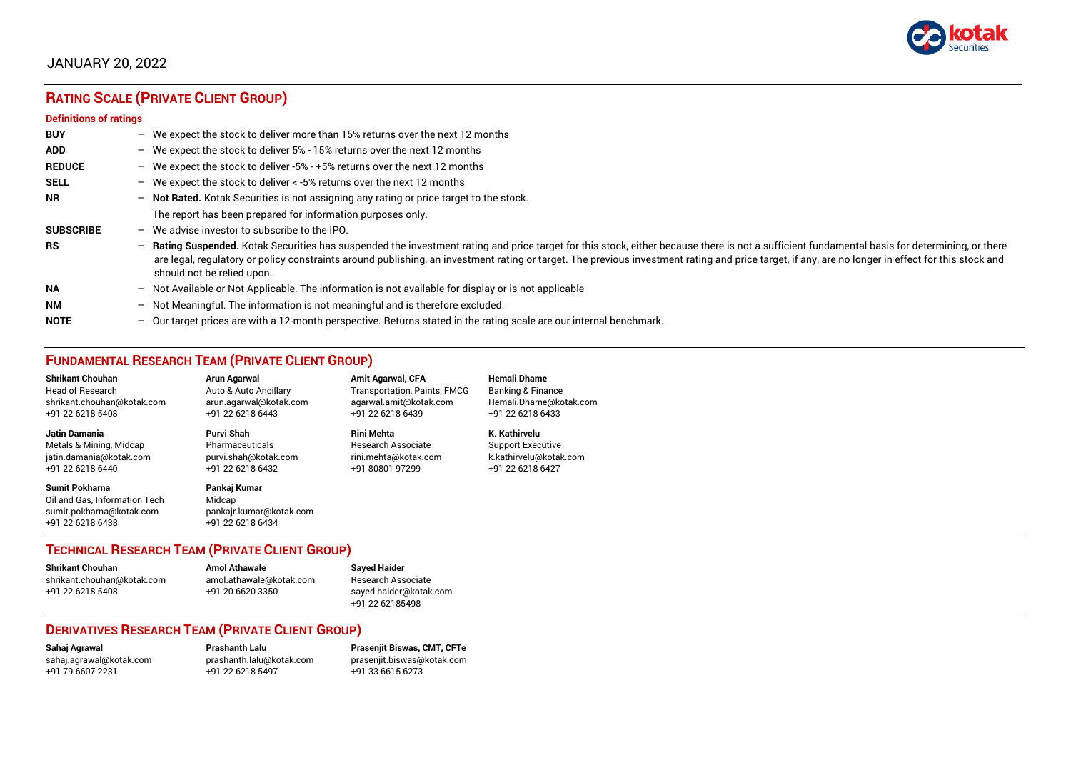JANUARY 20, 2022

## RATING SCALE (PRIVATE CLIENT GROUP)

### Definitions of ratings

**BUY** – We expect the stock to deliver more than 15% returns over the next 12 months

**ADD** – We expect the stock to deliver 5% - 15% returns over the next 12 months

**REDUCE** – We expect the stock to deliver -5% - +5% returns over the next 12 months

**SELL** – We expect the stock to deliver < -5% returns over the next 12 months

**NR** – **Not Rated.** Kotak Securities is not assigning any rating or price target to the stock.
The report has been prepared for information purposes only.

**SUBSCRIBE** – We advise investor to subscribe to the IPO.

**RS** – **Rating Suspended.** Kotak Securities has suspended the investment rating and price target for this stock, either because there is not a sufficient fundamental basis for determining, or there are legal, regulatory or policy constraints around publishing, an investment rating or target. The previous investment rating and price target, if any, are no longer in effect for this stock and should not be relied upon.

**NA** – Not Available or Not Applicable. The information is not available for display or is not applicable

**NM** – Not Meaningful. The information is not meaningful and is therefore excluded.

**NOTE** – Our target prices are with a 12-month perspective. Returns stated in the rating scale are our internal benchmark.

## FUNDAMENTAL RESEARCH TEAM (PRIVATE CLIENT GROUP)

**Shrikant Chouhan**
Head of Research
shrikant.chouhan@kotak.com
+91 22 6218 5408

**Arun Agarwal**
Auto & Auto Ancillary
arun.agarwal@kotak.com
+91 22 6218 6443

**Amit Agarwal, CFA**
Transportation, Paints, FMCG
agarwal.amit@kotak.com
+91 22 6218 6439

**Hemali Dhame**
Banking & Finance
Hemali.Dhame@kotak.com
+91 22 6218 6433

**Jatin Damania**
Metals & Mining, Midcap
jatin.damania@kotak.com
+91 22 6218 6440

**Purvi Shah**
Pharmaceuticals
purvi.shah@kotak.com
+91 22 6218 6432

**Rini Mehta**
Research Associate
rini.mehta@kotak.com
+91 80801 97299

**K. Kathirvelu**
Support Executive
k.kathirvelu@kotak.com
+91 22 6218 6427

**Sumit Pokharna**
Oil and Gas, Information Tech
sumit.pokharna@kotak.com
+91 22 6218 6438

**Pankaj Kumar**
Midcap
pankajr.kumar@kotak.com
+91 22 6218 6434

## TECHNICAL RESEARCH TEAM (PRIVATE CLIENT GROUP)

**Shrikant Chouhan**
shrikant.chouhan@kotak.com
+91 22 6218 5408

**Amol Athawale**
amol.athawale@kotak.com
+91 20 6620 3350

**Sayed Haider**
Research Associate
sayed.haider@kotak.com
+91 22 62185498

## DERIVATIVES RESEARCH TEAM (PRIVATE CLIENT GROUP)

**Sahaj Agrawal**
sahaj.agrawal@kotak.com
+91 79 6607 2231

**Prashanth Lalu**
prashanth.lalu@kotak.com
+91 22 6218 5497

**Prasenjit Biswas, CMT, CFTe**
prasenjit.biswas@kotak.com
+91 33 6615 6273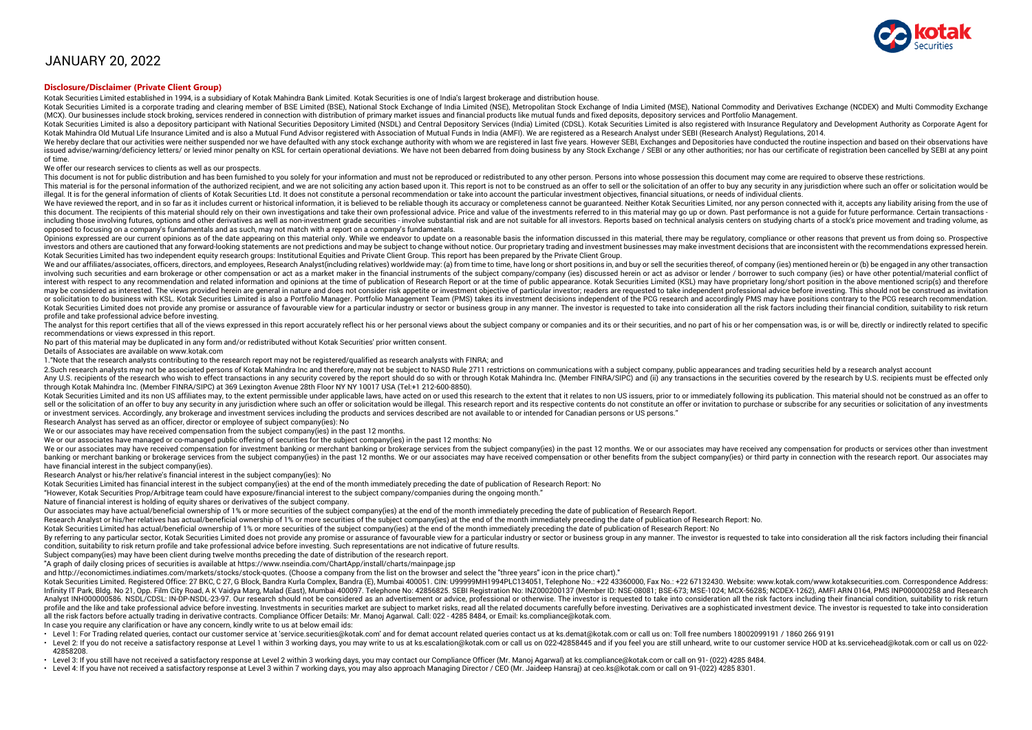JANUARY 20, 2022

### Disclosure/Disclaimer (Private Client Group)

Kotak Securities Limited established in 1994, is a subsidiary of Kotak Mahindra Bank Limited. Kotak Securities is one of India's largest brokerage and distribution house.

Kotak Securities Limited is a corporate trading and clearing member of BSE Limited (BSE), National Stock Exchange of India Limited (NSE), Metropolitan Stock Exchange of India Limited (MSE), National Commodity and Derivatives Exchange (NCDEX) and Multi Commodity Exchange (MCX). Our businesses include stock broking, services rendered in connection with distribution of primary market issues and financial products like mutual funds and fixed deposits, depository services and Portfolio Management.

Kotak Securities Limited is also a depository participant with National Securities Depository Limited (NSDL) and Central Depository Services (India) Limited (CDSL). Kotak Securities Limited is also registered with Insurance Regulatory and Development Authority as Corporate Agent for Kotak Mahindra Old Mutual Life Insurance Limited and is also a Mutual Fund Advisor registered with Association of Mutual Funds in India (AMFI). We are registered as a Research Analyst under SEBI (Research Analyst) Regulations, 2014.

We hereby declare that our activities were neither suspended nor we have defaulted with any stock exchange authority with whom we are registered in last five years. However SEBI, Exchanges and Depositories have conducted the routine inspection and based on their observations have issued advise/warning/deficiency letters/ or levied minor penalty on KSL for certain operational deviations. We have not been debarred from doing business by any Stock Exchange / SEBI or any other authorities; nor has our certificate of registration been cancelled by SEBI at any point of time.

We offer our research services to clients as well as our prospects.

This document is not for public distribution and has been furnished to you solely for your information and must not be reproduced or redistributed to any other person. Persons into whose possession this document may come are required to observe these restrictions.

This material is for the personal information of the authorized recipient, and we are not soliciting any action based upon it. This report is not to be construed as an offer to sell or the solicitation of an offer to buy any security in any jurisdiction where such an offer or solicitation would be illegal. It is for the general information of clients of Kotak Securities Ltd. It does not constitute a personal recommendation or take into account the particular investment objectives, financial situations, or needs of individual clients.

We have reviewed the report, and in so far as it includes current or historical information, it is believed to be reliable though its accuracy or completeness cannot be guaranteed. Neither Kotak Securities Limited, nor any person connected with it, accepts any liability arising from the use of this document. The recipients of this material should rely on their own investigations and take their own professional advice. Price and value of the investments referred to in this material may go up or down. Past performance is not a guide for future performance. Certain transactions - including those involving futures, options and other derivatives as well as non-investment grade securities - involve substantial risk and are not suitable for all investors. Reports based on technical analysis centers on studying charts of a stock's price movement and trading volume, as opposed to focusing on a company's fundamentals and as such, may not match with a report on a company's fundamentals.

Opinions expressed are our current opinions as of the date appearing on this material only. While we endeavor to update on a reasonable basis the information discussed in this material, there may be regulatory, compliance or other reasons that prevent us from doing so. Prospective investors and others are cautioned that any forward-looking statements are not predictions and may be subject to change without notice. Our proprietary trading and investment businesses may make investment decisions that are inconsistent with the recommendations expressed herein. Kotak Securities Limited has two independent equity research groups: Institutional Equities and Private Client Group. This report has been prepared by the Private Client Group.

We and our affiliates/associates, officers, directors, and employees, Research Analyst(including relatives) worldwide may: (a) from time to time, have long or short positions in, and buy or sell the securities thereof, of company (ies) mentioned herein or (b) be engaged in any other transaction involving such securities and earn brokerage or other compensation or act as a market maker in the financial instruments of the subject company/company (ies) discussed herein or act as advisor or lender / borrower to such company (ies) or have other potential/material conflict of interest with respect to any recommendation and related information and opinions at the time of publication of Research Report or at the time of public appearance. Kotak Securities Limited (KSL) may have proprietary long/short position in the above mentioned scrip(s) and therefore may be considered as interested. The views provided herein are general in nature and does not consider risk appetite or investment objective of particular investor; readers are requested to take independent professional advice before investing. This should not be construed as invitation or solicitation to do business with KSL. Kotak Securities Limited is also a Portfolio Manager. Portfolio Management Team (PMS) takes its investment decisions independent of the PCG research and accordingly PMS may have positions contrary to the PCG research recommendation. Kotak Securities Limited does not provide any promise or assurance of favourable view for a particular industry or sector or business group in any manner. The investor is requested to take into consideration all the risk factors including their financial condition, suitability to risk return profile and take professional advice before investing.

The analyst for this report certifies that all of the views expressed in this report accurately reflect his or her personal views about the subject company or companies and its or their securities, and no part of his or her compensation was, is or will be, directly or indirectly related to specific recommendations or views expressed in this report.

No part of this material may be duplicated in any form and/or redistributed without Kotak Securities' prior written consent.

Details of Associates are available on www.kotak.com

1."Note that the research analysts contributing to the research report may not be registered/qualified as research analysts with FINRA; and

2.Such research analysts may not be associated persons of Kotak Mahindra Inc and therefore, may not be subject to NASD Rule 2711 restrictions on communications with a subject company, public appearances and trading securities held by a research analyst account

Any U.S. recipients of the research who wish to effect transactions in any security covered by the report should do so with or through Kotak Mahindra Inc. (Member FINRA/SIPC) and (ii) any transactions in the securities covered by the research by U.S. recipients must be effected only through Kotak Mahindra Inc. (Member FINRA/SIPC) at 369 Lexington Avenue 28th Floor NY NY 10017 USA (Tel:+1 212-600-8850).

Kotak Securities Limited and its non US affiliates may, to the extent permissible under applicable laws, have acted on or used this research to the extent that it relates to non US issuers, prior to or immediately following its publication. This material should not be construed as an offer to sell or the solicitation of an offer to buy any security in any jurisdiction where such an offer or solicitation would be illegal. This research report and its respective contents do not constitute an offer or invitation to purchase or subscribe for any securities or solicitation of any investments or investment services. Accordingly, any brokerage and investment services including the products and services described are not available to or intended for Canadian persons or US persons."

Research Analyst has served as an officer, director or employee of subject company(ies): No

We or our associates may have received compensation from the subject company(ies) in the past 12 months.

We or our associates have managed or co-managed public offering of securities for the subject company(ies) in the past 12 months: No

We or our associates may have received compensation for investment banking or merchant banking or brokerage services from the subject company(ies) in the past 12 months. We or our associates may have received any compensation for products or services other than investment banking or merchant banking or brokerage services from the subject company(ies) in the past 12 months. We or our associates may have received compensation or other benefits from the subject company(ies) or third party in connection with the research report. Our associates may have financial interest in the subject company(ies).

Research Analyst or his/her relative's financial interest in the subject company(ies): No

Kotak Securities Limited has financial interest in the subject company(ies) at the end of the month immediately preceding the date of publication of Research Report: No

"However, Kotak Securities Prop/Arbitrage team could have exposure/financial interest to the subject company/companies during the ongoing month."

Nature of financial interest is holding of equity shares or derivatives of the subject company.

Our associates may have actual/beneficial ownership of 1% or more securities of the subject company(ies) at the end of the month immediately preceding the date of publication of Research Report.

Research Analyst or his/her relatives has actual/beneficial ownership of 1% or more securities of the subject company(ies) at the end of the month immediately preceding the date of publication of Research Report: No.

Kotak Securities Limited has actual/beneficial ownership of 1% or more securities of the subject company(ies) at the end of the month immediately preceding the date of publication of Research Report: No

By referring to any particular sector, Kotak Securities Limited does not provide any promise or assurance of favourable view for a particular industry or sector or business group in any manner. The investor is requested to take into consideration all the risk factors including their financial condition, suitability to risk return profile and take professional advice before investing. Such representations are not indicative of future results.

Subject company(ies) may have been client during twelve months preceding the date of distribution of the research report.

"A graph of daily closing prices of securities is available at https://www.nseindia.com/ChartApp/install/charts/mainpage.jsp

and http://economictimes.indiatimes.com/markets/stocks/stock-quotes. (Choose a company from the list on the browser and select the "three years" icon in the price chart)."

Kotak Securities Limited. Registered Office: 27 BKC, C 27, G Block, Bandra Kurla Complex, Bandra (E), Mumbai 400051. CIN: U99999MH1994PLC134051, Telephone No.: +22 43360000, Fax No.: +22 67132430. Website: www.kotak.com/www.kotaksecurities.com. Correspondence Address: Infinity IT Park, Bldg. No 21, Opp. Film City Road, A K Vaidya Marg, Malad (East), Mumbai 400097. Telephone No: 42856825. SEBI Registration No: INZ000200137 (Member ID: NSE-08081; BSE-673; MSE-1024; MCX-56285; NCDEX-1262), AMFI ARN 0164, PMS INP000000258 and Research Analyst INH000000586. NSDL/CDSL: IN-DP-NSDL-23-97. Our research should not be considered as an advertisement or advice, professional or otherwise. The investor is requested to take into consideration all the risk factors including their financial condition, suitability to risk return profile and the like and take professional advice before investing. Investments in securities market are subject to market risks, read all the related documents carefully before investing. Derivatives are a sophisticated investment device. The investor is requested to take into consideration all the risk factors before actually trading in derivative contracts. Compliance Officer Details: Mr. Manoj Agarwal. Call: 022 - 4285 8484, or Email: ks.compliance@kotak.com.

In case you require any clarification or have any concern, kindly write to us at below email ids:

- Level 1: For Trading related queries, contact our customer service at 'service.securities@kotak.com' and for demat account related queries contact us at ks.demat@kotak.com or call us on: Toll free numbers 18002099191 / 1860 266 9191
- Level 2: If you do not receive a satisfactory response at Level 1 within 3 working days, you may write to us at ks.escalation@kotak.com or call us on 022-42858445 and if you feel you are still unheard, write to our customer service HOD at ks.servicehead@kotak.com or call us on 022-42858208.
- Level 3: If you still have not received a satisfactory response at Level 2 within 3 working days, you may contact our Compliance Officer (Mr. Manoj Agarwal) at ks.compliance@kotak.com or call on 91- (022) 4285 8484.
- Level 4: If you have not received a satisfactory response at Level 3 within 7 working days, you may also approach Managing Director / CEO (Mr. Jaideep Hansraj) at ceo.ks@kotak.com or call on 91-(022) 4285 8301.